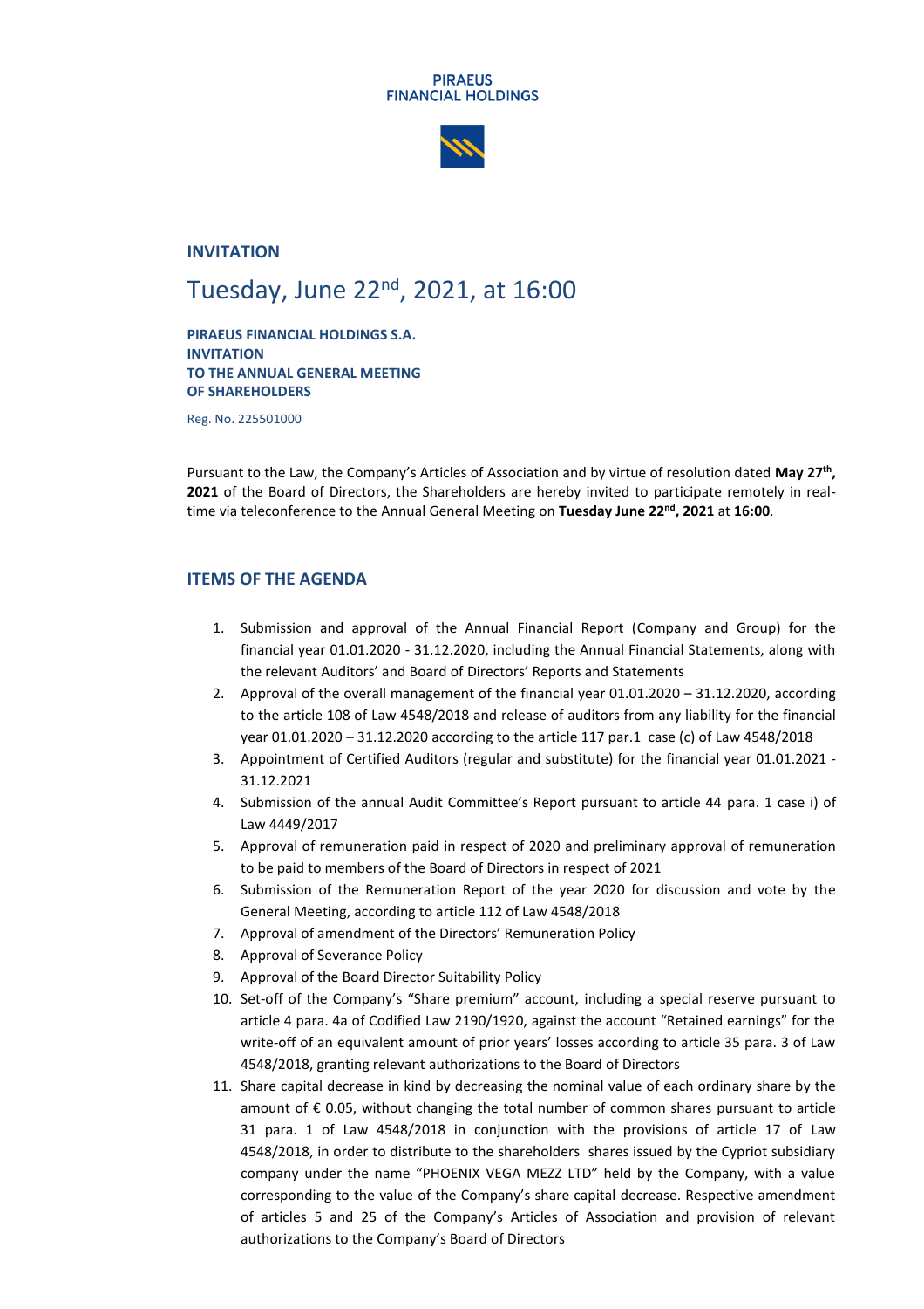PIRAEUS
FINANCIAL HOLDINGS

## INVITATION

# Tuesday, June 22nd, 2021, at 16:00

**PIRAEUS FINANCIAL HOLDINGS S.A.**
**INVITATION**
**TO THE ANNUAL GENERAL MEETING**
**OF SHAREHOLDERS**

Reg. No. 225501000

Pursuant to the Law, the Company's Articles of Association and by virtue of resolution dated **May 27th, 2021** of the Board of Directors, the Shareholders are hereby invited to participate remotely in real-time via teleconference to the Annual General Meeting on **Tuesday June 22nd, 2021** at **16:00**.

## ITEMS OF THE AGENDA

1. Submission and approval of the Annual Financial Report (Company and Group) for the financial year 01.01.2020 - 31.12.2020, including the Annual Financial Statements, along with the relevant Auditors' and Board of Directors' Reports and Statements
2. Approval of the overall management of the financial year 01.01.2020 – 31.12.2020, according to the article 108 of Law 4548/2018 and release of auditors from any liability for the financial year 01.01.2020 – 31.12.2020 according to the article 117 par.1 case (c) of Law 4548/2018
3. Appointment of Certified Auditors (regular and substitute) for the financial year 01.01.2021 - 31.12.2021
4. Submission of the annual Audit Committee's Report pursuant to article 44 para. 1 case i) of Law 4449/2017
5. Approval of remuneration paid in respect of 2020 and preliminary approval of remuneration to be paid to members of the Board of Directors in respect of 2021
6. Submission of the Remuneration Report of the year 2020 for discussion and vote by the General Meeting, according to article 112 of Law 4548/2018
7. Approval of amendment of the Directors' Remuneration Policy
8. Approval of Severance Policy
9. Approval of the Board Director Suitability Policy
10. Set-off of the Company's "Share premium" account, including a special reserve pursuant to article 4 para. 4a of Codified Law 2190/1920, against the account "Retained earnings" for the write-off of an equivalent amount of prior years' losses according to article 35 para. 3 of Law 4548/2018, granting relevant authorizations to the Board of Directors
11. Share capital decrease in kind by decreasing the nominal value of each ordinary share by the amount of € 0.05, without changing the total number of common shares pursuant to article 31 para. 1 of Law 4548/2018 in conjunction with the provisions of article 17 of Law 4548/2018, in order to distribute to the shareholders shares issued by the Cypriot subsidiary company under the name "PHOENIX VEGA MEZZ LTD" held by the Company, with a value corresponding to the value of the Company's share capital decrease. Respective amendment of articles 5 and 25 of the Company's Articles of Association and provision of relevant authorizations to the Company's Board of Directors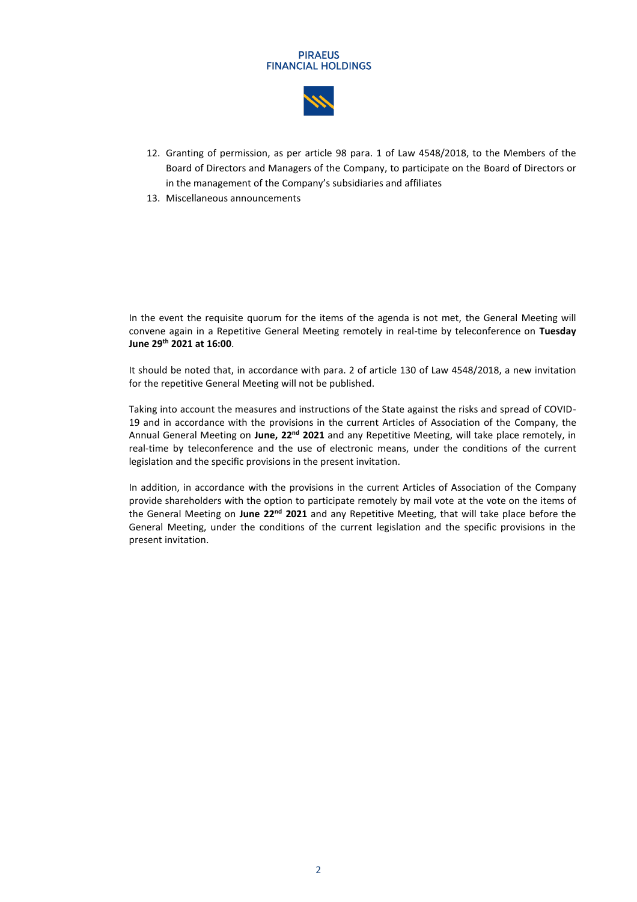12. Granting of permission, as per article 98 para. 1 of Law 4548/2018, to the Members of the Board of Directors and Managers of the Company, to participate on the Board of Directors or in the management of the Company's subsidiaries and affiliates
13. Miscellaneous announcements

In the event the requisite quorum for the items of the agenda is not met, the General Meeting will convene again in a Repetitive General Meeting remotely in real-time by teleconference on **Tuesday June 29th 2021 at 16:00**.

It should be noted that, in accordance with para. 2 of article 130 of Law 4548/2018, a new invitation for the repetitive General Meeting will not be published.

Taking into account the measures and instructions of the State against the risks and spread of COVID-19 and in accordance with the provisions in the current Articles of Association of the Company, the Annual General Meeting on **June, 22nd 2021** and any Repetitive Meeting, will take place remotely, in real-time by teleconference and the use of electronic means, under the conditions of the current legislation and the specific provisions in the present invitation.

In addition, in accordance with the provisions in the current Articles of Association of the Company provide shareholders with the option to participate remotely by mail vote at the vote on the items of the General Meeting on **June 22nd 2021** and any Repetitive Meeting, that will take place before the General Meeting, under the conditions of the current legislation and the specific provisions in the present invitation.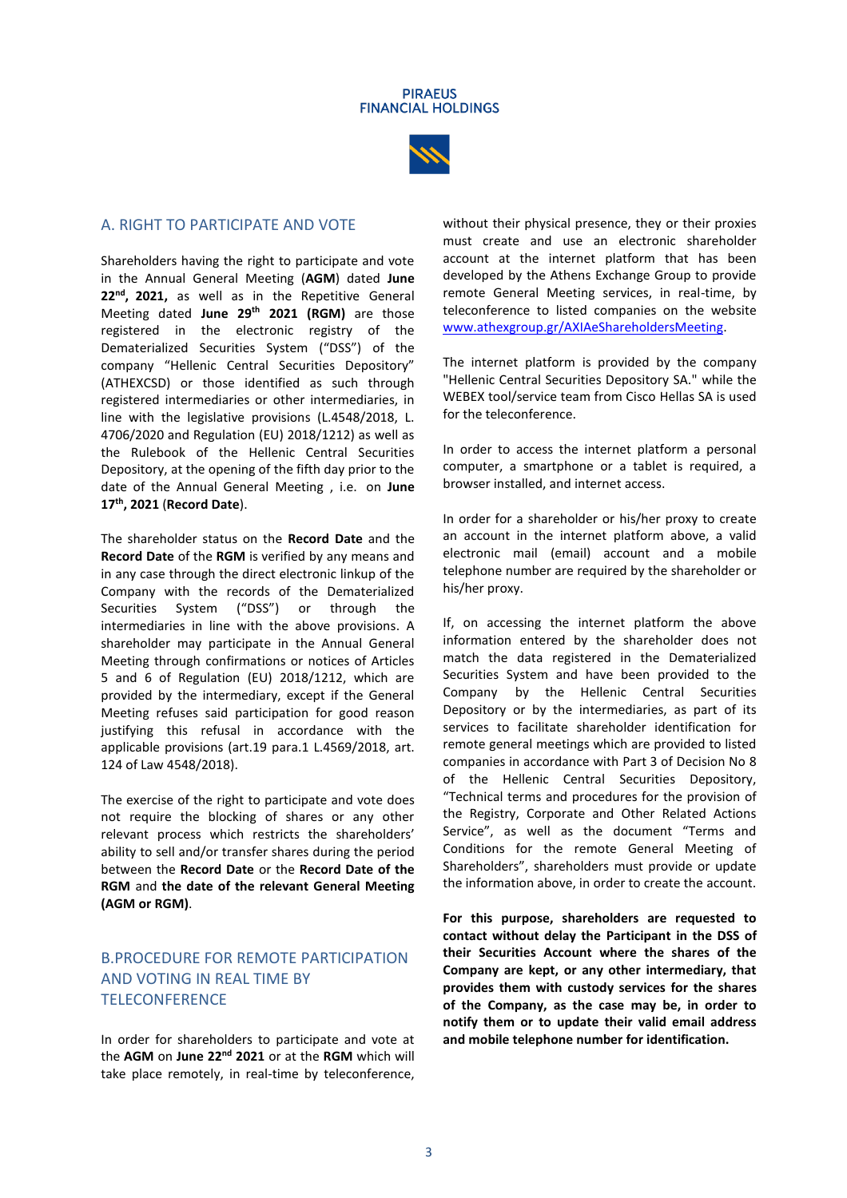## A. RIGHT TO PARTICIPATE AND VOTE

Shareholders having the right to participate and vote in the Annual General Meeting (**AGM**) dated **June 22nd, 2021,** as well as in the Repetitive General Meeting dated **June 29th 2021 (RGM)** are those registered in the electronic registry of the Dematerialized Securities System ("DSS") of the company "Hellenic Central Securities Depository" (ATHEXCSD) or those identified as such through registered intermediaries or other intermediaries, in line with the legislative provisions (L.4548/2018, L. 4706/2020 and Regulation (EU) 2018/1212) as well as the Rulebook of the Hellenic Central Securities Depository, at the opening of the fifth day prior to the date of the Annual General Meeting , i.e. on **June 17th, 2021** (**Record Date**).

The shareholder status on the **Record Date** and the **Record Date** of the **RGM** is verified by any means and in any case through the direct electronic linkup of the Company with the records of the Dematerialized Securities System ("DSS") or through the intermediaries in line with the above provisions. A shareholder may participate in the Annual General Meeting through confirmations or notices of Articles 5 and 6 of Regulation (EU) 2018/1212, which are provided by the intermediary, except if the General Meeting refuses said participation for good reason justifying this refusal in accordance with the applicable provisions (art.19 para.1 L.4569/2018, art. 124 of Law 4548/2018).

The exercise of the right to participate and vote does not require the blocking of shares or any other relevant process which restricts the shareholders' ability to sell and/or transfer shares during the period between the **Record Date** or the **Record Date of the RGM** and **the date of the relevant General Meeting (AGM or RGM)**.

## B.PROCEDURE FOR REMOTE PARTICIPATION AND VOTING IN REAL TIME BY TELECONFERENCE

In order for shareholders to participate and vote at the **AGM** on **June 22nd 2021** or at the **RGM** which will take place remotely, in real-time by teleconference, without their physical presence, they or their proxies must create and use an electronic shareholder account at the internet platform that has been developed by the Athens Exchange Group to provide remote General Meeting services, in real-time, by teleconference to listed companies on the website www.athexgroup.gr/AXIAeShareholdersMeeting.

The internet platform is provided by the company "Hellenic Central Securities Depository SA." while the WEBEX tool/service team from Cisco Hellas SA is used for the teleconference.

In order to access the internet platform a personal computer, a smartphone or a tablet is required, a browser installed, and internet access.

In order for a shareholder or his/her proxy to create an account in the internet platform above, a valid electronic mail (email) account and a mobile telephone number are required by the shareholder or his/her proxy.

If, on accessing the internet platform the above information entered by the shareholder does not match the data registered in the Dematerialized Securities System and have been provided to the Company by the Hellenic Central Securities Depository or by the intermediaries, as part of its services to facilitate shareholder identification for remote general meetings which are provided to listed companies in accordance with Part 3 of Decision No 8 of the Hellenic Central Securities Depository, "Technical terms and procedures for the provision of the Registry, Corporate and Other Related Actions Service", as well as the document "Terms and Conditions for the remote General Meeting of Shareholders", shareholders must provide or update the information above, in order to create the account.

**For this purpose, shareholders are requested to contact without delay the Participant in the DSS of their Securities Account where the shares of the Company are kept, or any other intermediary, that provides them with custody services for the shares of the Company, as the case may be, in order to notify them or to update their valid email address and mobile telephone number for identification.**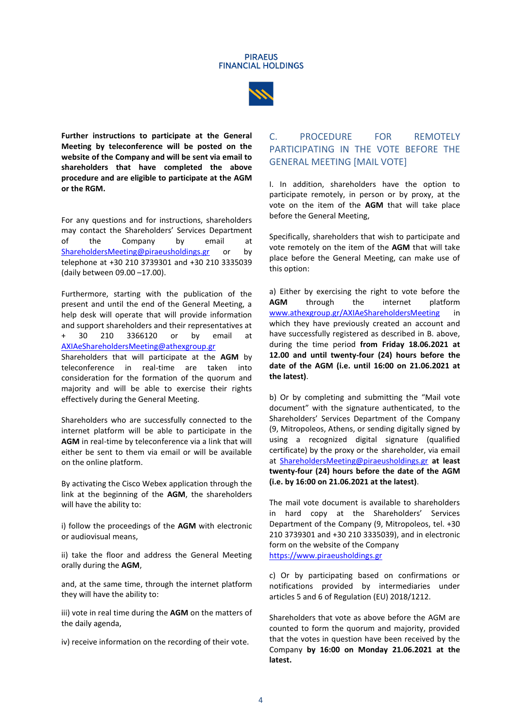**Further instructions to participate at the General Meeting by teleconference will be posted on the website of the Company and will be sent via email to shareholders that have completed the above procedure and are eligible to participate at the AGM or the RGM.**

For any questions and for instructions, shareholders may contact the Shareholders' Services Department of the Company by email at ShareholdersMeeting@piraeusholdings.gr or by telephone at +30 210 3739301 and +30 210 3335039 (daily between 09.00 –17.00).

Furthermore, starting with the publication of the present and until the end of the General Meeting, a help desk will operate that will provide information and support shareholders and their representatives at + 30 210 3366120 or by email at AXIAeShareholdersMeeting@athexgroup.gr

Shareholders that will participate at the **AGM** by teleconference in real-time are taken into consideration for the formation of the quorum and majority and will be able to exercise their rights effectively during the General Meeting.

Shareholders who are successfully connected to the internet platform will be able to participate in the **AGM** in real-time by teleconference via a link that will either be sent to them via email or will be available on the online platform.

By activating the Cisco Webex application through the link at the beginning of the **AGM**, the shareholders will have the ability to:

i) follow the proceedings of the **AGM** with electronic or audiovisual means,

ii) take the floor and address the General Meeting orally during the **AGM**,

and, at the same time, through the internet platform they will have the ability to:

iii) vote in real time during the **AGM** on the matters of the daily agenda,

iv) receive information on the recording of their vote.

## C. PROCEDURE FOR REMOTELY PARTICIPATING IN THE VOTE BEFORE THE GENERAL MEETING [MAIL VOTE]

I. In addition, shareholders have the option to participate remotely, in person or by proxy, at the vote on the item of the **AGM** that will take place before the General Meeting,

Specifically, shareholders that wish to participate and vote remotely on the item of the **AGM** that will take place before the General Meeting, can make use of this option:

a) Either by exercising the right to vote before the **AGM** through the internet platform www.athexgroup.gr/AXIAeShareholdersMeeting in which they have previously created an account and have successfully registered as described in B. above, during the time period **from Friday 18.06.2021 at 12.00 and until twenty-four (24) hours before the date of the AGM (i.e. until 16:00 on 21.06.2021 at the latest)**.

b) Or by completing and submitting the "Mail vote document" with the signature authenticated, to the Shareholders' Services Department of the Company (9, Mitropoleos, Athens, or sending digitally signed by using a recognized digital signature (qualified certificate) by the proxy or the shareholder, via email at ShareholdersMeeting@piraeusholdings.gr **at least twenty-four (24) hours before the date of the AGM (i.e. by 16:00 on 21.06.2021 at the latest)**.

The mail vote document is available to shareholders in hard copy at the Shareholders' Services Department of the Company (9, Mitropoleos, tel. +30 210 3739301 and +30 210 3335039), and in electronic form on the website of the Company https://www.piraeusholdings.gr

c) Or by participating based on confirmations or notifications provided by intermediaries under articles 5 and 6 of Regulation (EU) 2018/1212.

Shareholders that vote as above before the AGM are counted to form the quorum and majority, provided that the votes in question have been received by the Company **by 16:00 on Monday 21.06.2021 at the latest.**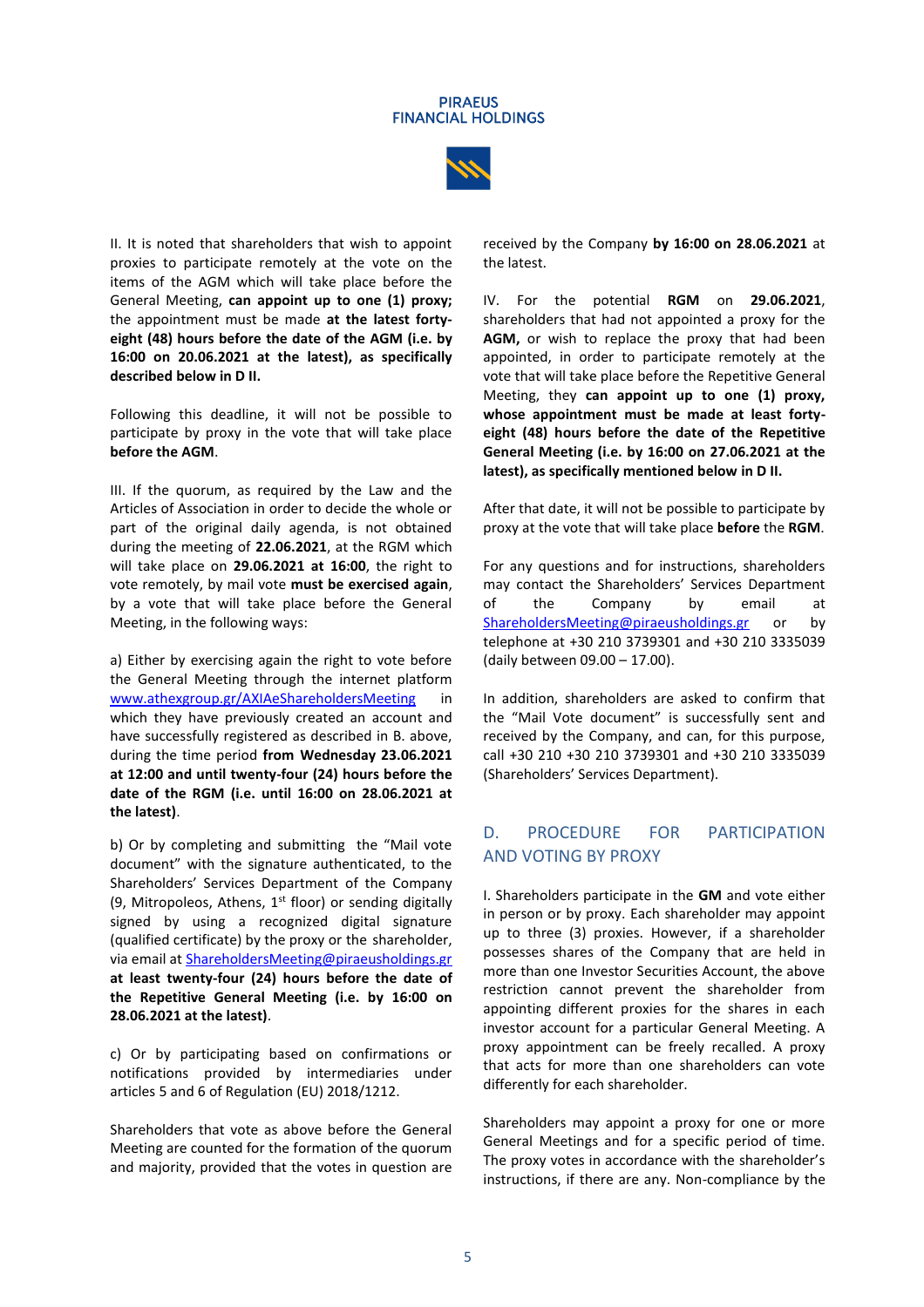II. It is noted that shareholders that wish to appoint proxies to participate remotely at the vote on the items of the AGM which will take place before the General Meeting, **can appoint up to one (1) proxy;** the appointment must be made **at the latest forty-eight (48) hours before the date of the AGM (i.e. by 16:00 on 20.06.2021 at the latest), as specifically described below in D II.**

Following this deadline, it will not be possible to participate by proxy in the vote that will take place **before the AGM**.

III. If the quorum, as required by the Law and the Articles of Association in order to decide the whole or part of the original daily agenda, is not obtained during the meeting of **22.06.2021**, at the RGM which will take place on **29.06.2021 at 16:00**, the right to vote remotely, by mail vote **must be exercised again**, by a vote that will take place before the General Meeting, in the following ways:

a) Either by exercising again the right to vote before the General Meeting through the internet platform www.athexgroup.gr/AXIAeShareholdersMeeting in which they have previously created an account and have successfully registered as described in B. above, during the time period **from Wednesday 23.06.2021 at 12:00 and until twenty-four (24) hours before the date of the RGM (i.e. until 16:00 on 28.06.2021 at the latest)**.

b) Or by completing and submitting the "Mail vote document" with the signature authenticated, to the Shareholders' Services Department of the Company (9, Mitropoleos, Athens, 1st floor) or sending digitally signed by using a recognized digital signature (qualified certificate) by the proxy or the shareholder, via email at ShareholdersMeeting@piraeusholdings.gr **at least twenty-four (24) hours before the date of the Repetitive General Meeting (i.e. by 16:00 on 28.06.2021 at the latest)**.

c) Or by participating based on confirmations or notifications provided by intermediaries under articles 5 and 6 of Regulation (EU) 2018/1212.

Shareholders that vote as above before the General Meeting are counted for the formation of the quorum and majority, provided that the votes in question are received by the Company **by 16:00 on 28.06.2021** at the latest.

IV. For the potential **RGM** on **29.06.2021**, shareholders that had not appointed a proxy for the **AGM,** or wish to replace the proxy that had been appointed, in order to participate remotely at the vote that will take place before the Repetitive General Meeting, they **can appoint up to one (1) proxy, whose appointment must be made at least forty-eight (48) hours before the date of the Repetitive General Meeting (i.e. by 16:00 on 27.06.2021 at the latest), as specifically mentioned below in D II.**

After that date, it will not be possible to participate by proxy at the vote that will take place **before** the **RGM**.

For any questions and for instructions, shareholders may contact the Shareholders' Services Department of the Company by email at ShareholdersMeeting@piraeusholdings.gr or by telephone at +30 210 3739301 and +30 210 3335039 (daily between 09.00 – 17.00).

In addition, shareholders are asked to confirm that the "Mail Vote document" is successfully sent and received by the Company, and can, for this purpose, call +30 210 +30 210 3739301 and +30 210 3335039 (Shareholders' Services Department).

## D. PROCEDURE FOR PARTICIPATION AND VOTING BY PROXY

I. Shareholders participate in the **GM** and vote either in person or by proxy. Each shareholder may appoint up to three (3) proxies. However, if a shareholder possesses shares of the Company that are held in more than one Investor Securities Account, the above restriction cannot prevent the shareholder from appointing different proxies for the shares in each investor account for a particular General Meeting. A proxy appointment can be freely recalled. A proxy that acts for more than one shareholders can vote differently for each shareholder.

Shareholders may appoint a proxy for one or more General Meetings and for a specific period of time. The proxy votes in accordance with the shareholder's instructions, if there are any. Non-compliance by the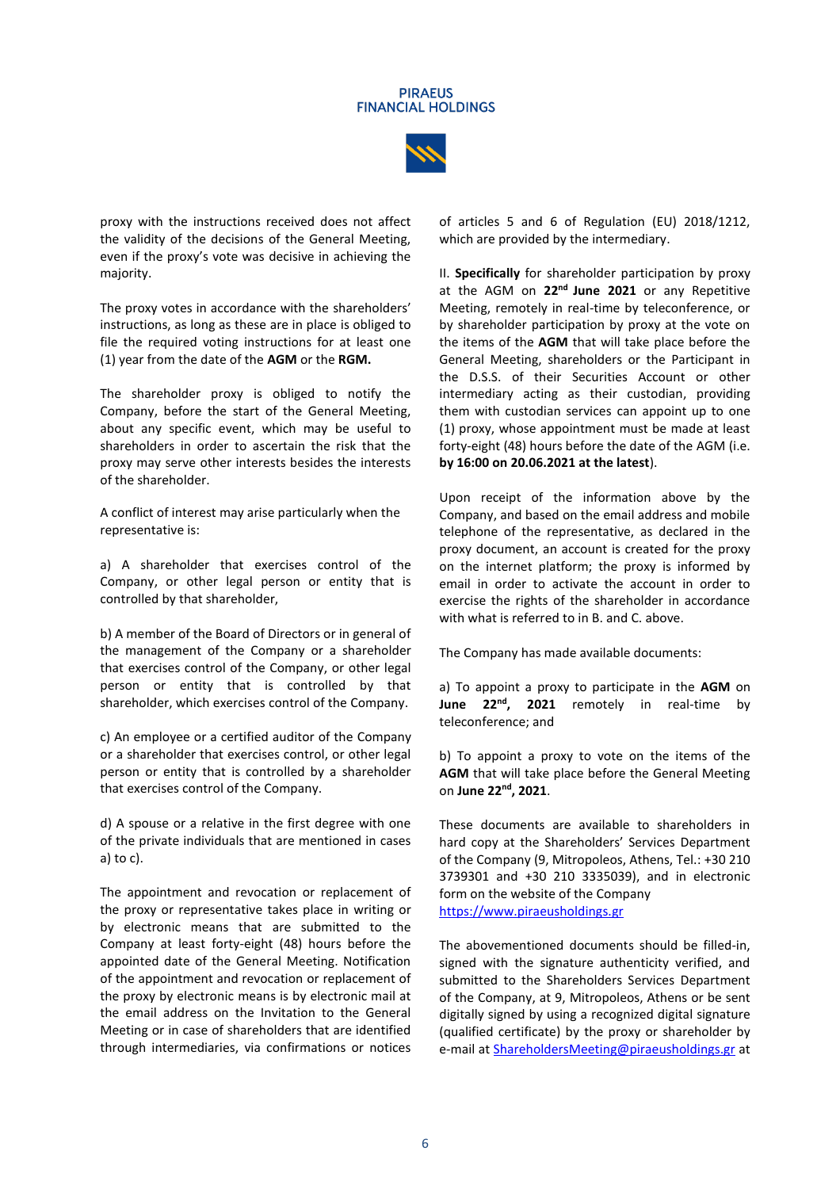proxy with the instructions received does not affect the validity of the decisions of the General Meeting, even if the proxy's vote was decisive in achieving the majority.

The proxy votes in accordance with the shareholders' instructions, as long as these are in place is obliged to file the required voting instructions for at least one (1) year from the date of the **AGM** or the **RGM.**

The shareholder proxy is obliged to notify the Company, before the start of the General Meeting, about any specific event, which may be useful to shareholders in order to ascertain the risk that the proxy may serve other interests besides the interests of the shareholder.

A conflict of interest may arise particularly when the representative is:

a) A shareholder that exercises control of the Company, or other legal person or entity that is controlled by that shareholder,

b) A member of the Board of Directors or in general of the management of the Company or a shareholder that exercises control of the Company, or other legal person or entity that is controlled by that shareholder, which exercises control of the Company.

c) An employee or a certified auditor of the Company or a shareholder that exercises control, or other legal person or entity that is controlled by a shareholder that exercises control of the Company.

d) A spouse or a relative in the first degree with one of the private individuals that are mentioned in cases a) to c).

The appointment and revocation or replacement of the proxy or representative takes place in writing or by electronic means that are submitted to the Company at least forty-eight (48) hours before the appointed date of the General Meeting. Notification of the appointment and revocation or replacement of the proxy by electronic means is by electronic mail at the email address on the Invitation to the General Meeting or in case of shareholders that are identified through intermediaries, via confirmations or notices of articles 5 and 6 of Regulation (EU) 2018/1212, which are provided by the intermediary.

II. **Specifically** for shareholder participation by proxy at the AGM on **22nd June 2021** or any Repetitive Meeting, remotely in real-time by teleconference, or by shareholder participation by proxy at the vote on the items of the **AGM** that will take place before the General Meeting, shareholders or the Participant in the D.S.S. of their Securities Account or other intermediary acting as their custodian, providing them with custodian services can appoint up to one (1) proxy, whose appointment must be made at least forty-eight (48) hours before the date of the AGM (i.e. **by 16:00 on 20.06.2021 at the latest**).

Upon receipt of the information above by the Company, and based on the email address and mobile telephone of the representative, as declared in the proxy document, an account is created for the proxy on the internet platform; the proxy is informed by email in order to activate the account in order to exercise the rights of the shareholder in accordance with what is referred to in B. and C. above.

The Company has made available documents:

a) To appoint a proxy to participate in the **AGM** on **June 22nd, 2021** remotely in real-time by teleconference; and

b) To appoint a proxy to vote on the items of the **AGM** that will take place before the General Meeting on **June 22nd, 2021**.

These documents are available to shareholders in hard copy at the Shareholders' Services Department of the Company (9, Mitropoleos, Athens, Tel.: +30 210 3739301 and +30 210 3335039), and in electronic form on the website of the Company https://www.piraeusholdings.gr

The abovementioned documents should be filled-in, signed with the signature authenticity verified, and submitted to the Shareholders Services Department of the Company, at 9, Mitropoleos, Athens or be sent digitally signed by using a recognized digital signature (qualified certificate) by the proxy or shareholder by e-mail at ShareholdersMeeting@piraeusholdings.gr at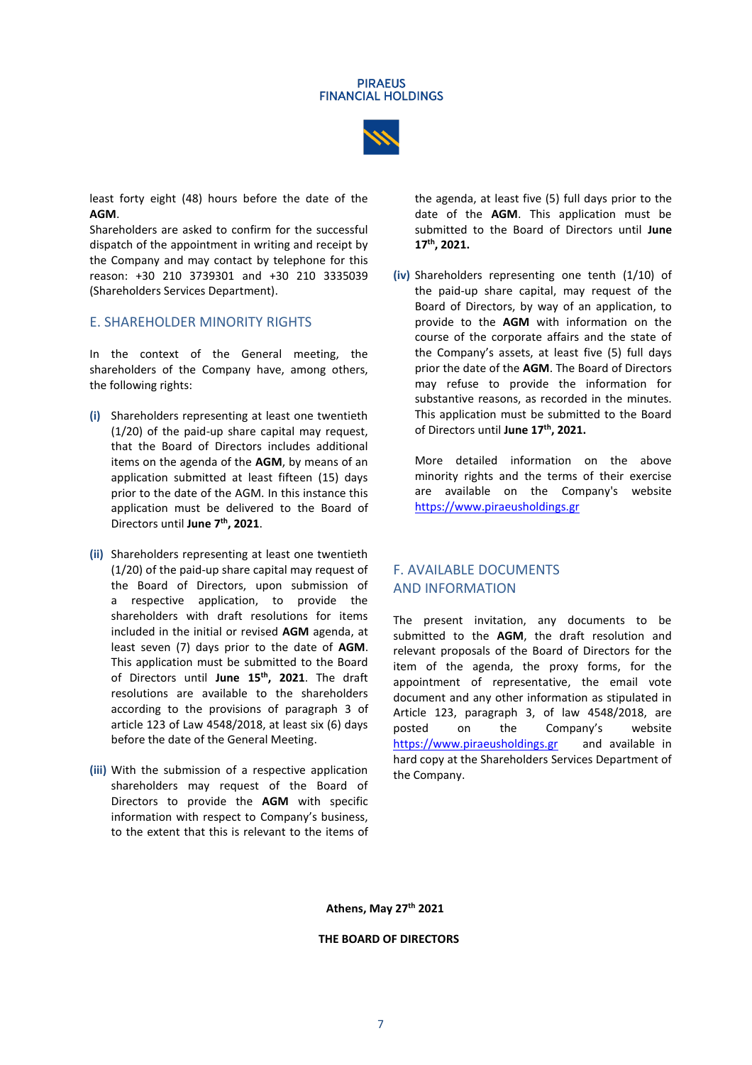least forty eight (48) hours before the date of the **AGM**.

Shareholders are asked to confirm for the successful dispatch of the appointment in writing and receipt by the Company and may contact by telephone for this reason: +30 210 3739301 and +30 210 3335039 (Shareholders Services Department).

## E. SHAREHOLDER MINORITY RIGHTS

In the context of the General meeting, the shareholders of the Company have, among others, the following rights:

**(i)** Shareholders representing at least one twentieth (1/20) of the paid-up share capital may request, that the Board of Directors includes additional items on the agenda of the **AGM**, by means of an application submitted at least fifteen (15) days prior to the date of the AGM. In this instance this application must be delivered to the Board of Directors until **June 7th, 2021**.

**(ii)** Shareholders representing at least one twentieth (1/20) of the paid-up share capital may request of the Board of Directors, upon submission of a respective application, to provide the shareholders with draft resolutions for items included in the initial or revised **AGM** agenda, at least seven (7) days prior to the date of **AGM**. This application must be submitted to the Board of Directors until **June 15th, 2021**. The draft resolutions are available to the shareholders according to the provisions of paragraph 3 of article 123 of Law 4548/2018, at least six (6) days before the date of the General Meeting.

**(iii)** With the submission of a respective application shareholders may request of the Board of Directors to provide the **AGM** with specific information with respect to Company's business, to the extent that this is relevant to the items of the agenda, at least five (5) full days prior to the date of the **AGM**. This application must be submitted to the Board of Directors until **June 17th, 2021.**

**(iv)** Shareholders representing one tenth (1/10) of the paid-up share capital, may request of the Board of Directors, by way of an application, to provide to the **AGM** with information on the course of the corporate affairs and the state of the Company's assets, at least five (5) full days prior the date of the **AGM**. The Board of Directors may refuse to provide the information for substantive reasons, as recorded in the minutes. This application must be submitted to the Board of Directors until **June 17th, 2021.**

More detailed information on the above minority rights and the terms of their exercise are available on the Company's website https://www.piraeusholdings.gr

## F. AVAILABLE DOCUMENTS AND INFORMATION

The present invitation, any documents to be submitted to the **AGM**, the draft resolution and relevant proposals of the Board of Directors for the item of the agenda, the proxy forms, for the appointment of representative, the email vote document and any other information as stipulated in Article 123, paragraph 3, of law 4548/2018, are posted on the Company's website https://www.piraeusholdings.gr and available in hard copy at the Shareholders Services Department of the Company.

**Athens, May 27th 2021**

**THE BOARD OF DIRECTORS**